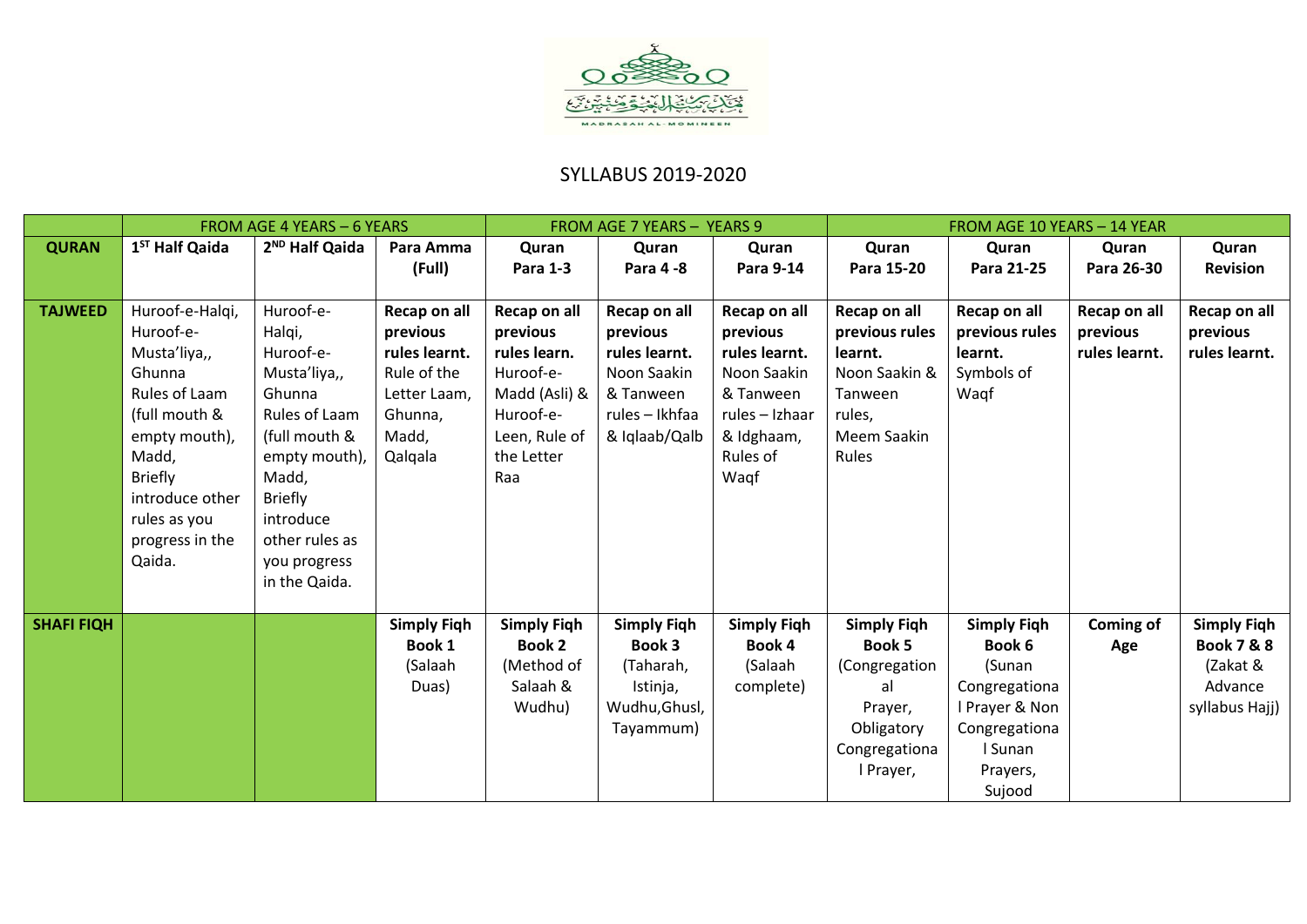MADRASAH AL-MOMINEEN

# SYLLABUS 2019-2020

| | FROM AGE 4 YEARS – 6 YEARS | | | FROM AGE 7 YEARS – YEARS 9 | | | FROM AGE 10 YEARS – 14 YEAR | | | |
|---|---|---|---|---|---|---|---|---|---|---|
| **QURAN** | **1ST Half Qaida** | **2ND Half Qaida** | **Para Amma (Full)** | **Quran Para 1-3** | **Quran Para 4 -8** | **Quran Para 9-14** | **Quran Para 15-20** | **Quran Para 21-25** | **Quran Para 26-30** | **Quran Revision** |
| **TAJWEED** | Huroof-e-Halqi, Huroof-e-Musta'liya,, Ghunna Rules of Laam (full mouth & empty mouth), Madd, Briefly introduce other rules as you progress in the Qaida. | Huroof-e-Halqi, Huroof-e-Musta'liya,, Ghunna Rules of Laam (full mouth & empty mouth), Madd, Briefly introduce other rules as you progress in the Qaida. | **Recap on all previous rules learnt.** Rule of the Letter Laam, Ghunna, Madd, Qalqala | **Recap on all previous rules learn.** Huroof-e-Madd (Asli) & Huroof-e-Leen, Rule of the Letter Raa | **Recap on all previous rules learnt.** Noon Saakin & Tanween rules – Ikhfaa & Iqlaab/Qalb | **Recap on all previous rules learnt.** Noon Saakin & Tanween rules – Izhaar & Idghaam, Rules of Waqf | **Recap on all previous rules learnt.** Noon Saakin & Tanween rules, Meem Saakin Rules | **Recap on all previous rules learnt.** Symbols of Waqf | **Recap on all previous rules learnt.** | **Recap on all previous rules learnt.** |
| **SHAFI FIQH** | | | **Simply Fiqh Book 1** (Salaah Duas) | **Simply Fiqh Book 2** (Method of Salaah & Wudhu) | **Simply Fiqh Book 3** (Taharah, Istinja, Wudhu,Ghusl, Tayammum) | **Simply Fiqh Book 4** (Salaah complete) | **Simply Fiqh Book 5** (Congregational Prayer, Obligatory Congregational Prayer, | **Simply Fiqh Book 6** (Sunan Congregational Prayer & Non Congregational Sunan Prayers, Sujood | **Coming of Age** | **Simply Fiqh Book 7 & 8** (Zakat & Advance syllabus Hajj) |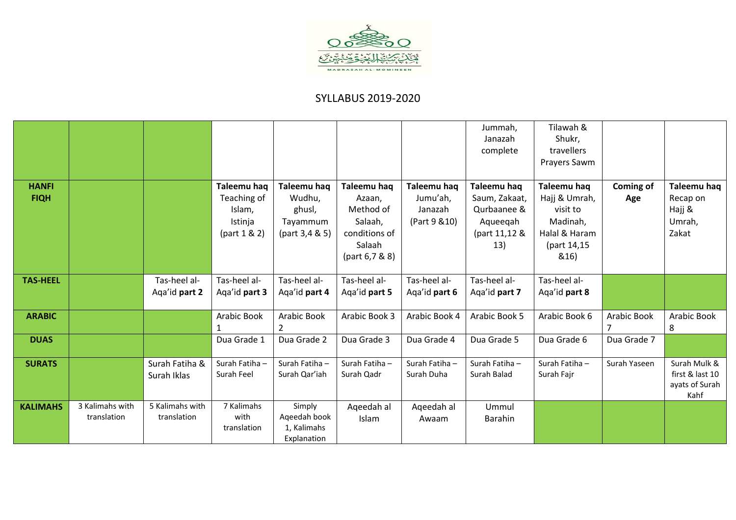SYLLABUS 2019-2020

| | | | | | | | | | | |
|---|---|---|---|---|---|---|---|---|---|---|
| | | | | | | | Jummah, Janazah complete | Tilawah & Shukr, travellers Prayers Sawm | | |
| **HANFI FIQH** | | | **Taleemu haq** Teaching of Islam, Istinja (part 1 & 2) | **Taleemu haq** Wudhu, ghusl, Tayammum (part 3,4 & 5) | **Taleemu haq** Azaan, Method of Salaah, conditions of Salaah (part 6,7 & 8) | **Taleemu haq** Jumu'ah, Janazah (Part 9 &10) | **Taleemu haq** Saum, Zakaat, Qurbaanee & Aqueeqah (part 11,12 & 13) | **Taleemu haq** Hajj & Umrah, visit to Madinah, Halal & Haram (part 14,15 &16) | **Coming of Age** | **Taleemu haq** Recap on Hajj & Umrah, Zakat |
| **TAS-HEEL** | | Tas-heel al-Aqa'id **part 2** | Tas-heel al-Aqa'id **part 3** | Tas-heel al-Aqa'id **part 4** | Tas-heel al-Aqa'id **part 5** | Tas-heel al-Aqa'id **part 6** | Tas-heel al-Aqa'id **part 7** | Tas-heel al-Aqa'id **part 8** | | |
| **ARABIC** | | | Arabic Book 1 | Arabic Book 2 | Arabic Book 3 | Arabic Book 4 | Arabic Book 5 | Arabic Book 6 | Arabic Book 7 | Arabic Book 8 |
| **DUAS** | | | Dua Grade 1 | Dua Grade 2 | Dua Grade 3 | Dua Grade 4 | Dua Grade 5 | Dua Grade 6 | Dua Grade 7 | |
| **SURATS** | | Surah Fatiha & Surah Iklas | Surah Fatiha – Surah Feel | Surah Fatiha – Surah Qar'iah | Surah Fatiha – Surah Qadr | Surah Fatiha – Surah Duha | Surah Fatiha – Surah Balad | Surah Fatiha – Surah Fajr | Surah Yaseen | Surah Mulk & first & last 10 ayats of Surah Kahf |
| **KALIMAHS** | 3 Kalimahs with translation | 5 Kalimahs with translation | 7 Kalimahs with translation | Simply Aqeedah book 1, Kalimahs Explanation | Aqeedah al Islam | Aqeedah al Awaam | Ummul Barahin | | | |